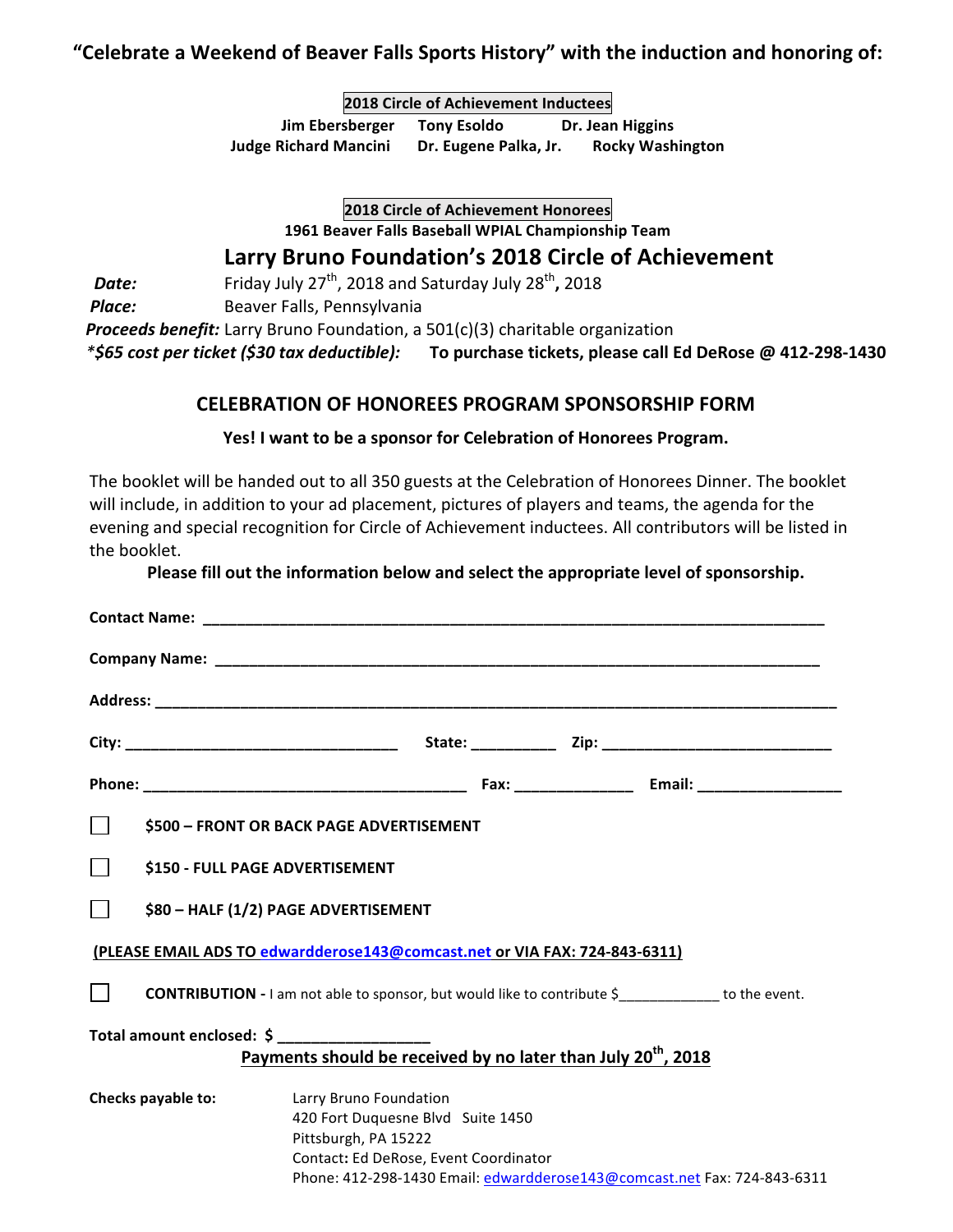## "Celebrate a Weekend of Beaver Falls Sports History" with the induction and honoring of:

**2018 Circle of Achievement Inductees**

**Jim Ebersberger    Tony Esoldo    Dr. Jean Higgins**
**Judge Richard Mancini    Dr. Eugene Palka, Jr.    Rocky Washington**

**2018 Circle of Achievement Honorees**

**1961 Beaver Falls Baseball WPIAL Championship Team**

## Larry Bruno Foundation's 2018 Circle of Achievement

***Date:*** Friday July 27th, 2018 and Saturday July 28th, 2018

***Place:*** Beaver Falls, Pennsylvania

***Proceeds benefit:*** Larry Bruno Foundation, a 501(c)(3) charitable organization

***\*$65 cost per ticket ($30 tax deductible):*** **To purchase tickets, please call Ed DeRose @ 412-298-1430**

### CELEBRATION OF HONOREES PROGRAM SPONSORSHIP FORM

**Yes! I want to be a sponsor for Celebration of Honorees Program.**

The booklet will be handed out to all 350 guests at the Celebration of Honorees Dinner. The booklet will include, in addition to your ad placement, pictures of players and teams, the agenda for the evening and special recognition for Circle of Achievement inductees. All contributors will be listed in the booklet.

**Please fill out the information below and select the appropriate level of sponsorship.**

**Contact Name:** ______________________________________________

**Company Name:** ______________________________________________

**Address:** ______________________________________________

**City:** ____________________ **State:** __________ **Zip:** ____________________

**Phone:** ____________________ **Fax:** ______________ **Email:** ________________

☐ **$500 – FRONT OR BACK PAGE ADVERTISEMENT**

☐ **$150 - FULL PAGE ADVERTISEMENT**

☐ **$80 – HALF (1/2) PAGE ADVERTISEMENT**

**(PLEASE EMAIL ADS TO edwardderose143@comcast.net or VIA FAX: 724-843-6311)**

☐ **CONTRIBUTION -** I am not able to sponsor, but would like to contribute $_____________ to the event.

**Total amount enclosed: $** __________________

**Payments should be received by no later than July 20th, 2018**

**Checks payable to:**
Larry Bruno Foundation
420 Fort Duquesne Blvd Suite 1450
Pittsburgh, PA 15222
Contact**:** Ed DeRose, Event Coordinator
Phone: 412-298-1430 Email: edwardderose143@comcast.net Fax: 724-843-6311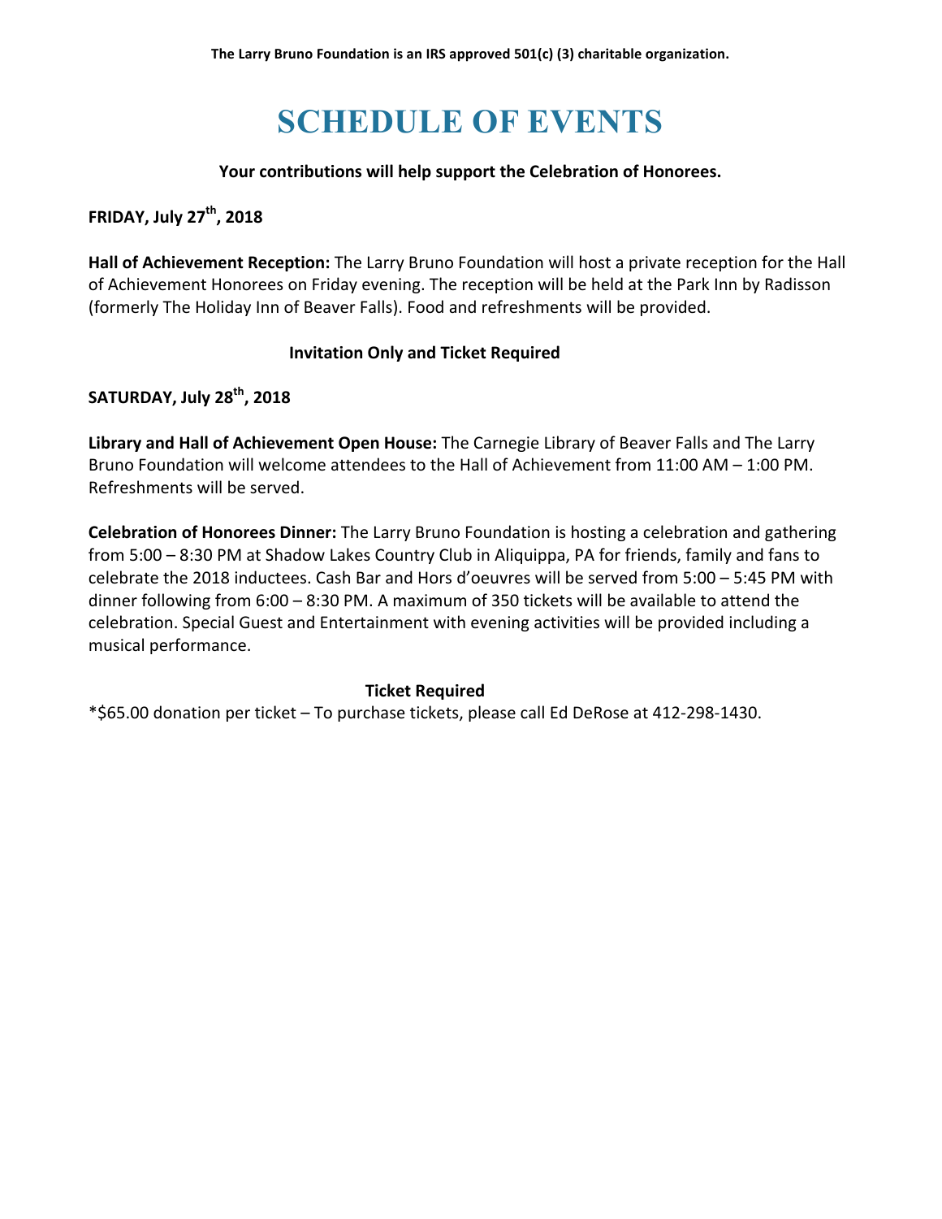**The Larry Bruno Foundation is an IRS approved 501(c) (3) charitable organization.**

# SCHEDULE OF EVENTS

**Your contributions will help support the Celebration of Honorees.**

**FRIDAY, July 27th, 2018**

**Hall of Achievement Reception:** The Larry Bruno Foundation will host a private reception for the Hall of Achievement Honorees on Friday evening. The reception will be held at the Park Inn by Radisson (formerly The Holiday Inn of Beaver Falls). Food and refreshments will be provided.

**Invitation Only and Ticket Required**

**SATURDAY, July 28th, 2018**

**Library and Hall of Achievement Open House:** The Carnegie Library of Beaver Falls and The Larry Bruno Foundation will welcome attendees to the Hall of Achievement from 11:00 AM – 1:00 PM. Refreshments will be served.

**Celebration of Honorees Dinner:** The Larry Bruno Foundation is hosting a celebration and gathering from 5:00 – 8:30 PM at Shadow Lakes Country Club in Aliquippa, PA for friends, family and fans to celebrate the 2018 inductees. Cash Bar and Hors d'oeuvres will be served from 5:00 – 5:45 PM with dinner following from 6:00 – 8:30 PM. A maximum of 350 tickets will be available to attend the celebration. Special Guest and Entertainment with evening activities will be provided including a musical performance.

**Ticket Required**

*$65.00 donation per ticket – To purchase tickets, please call Ed DeRose at 412-298-1430.